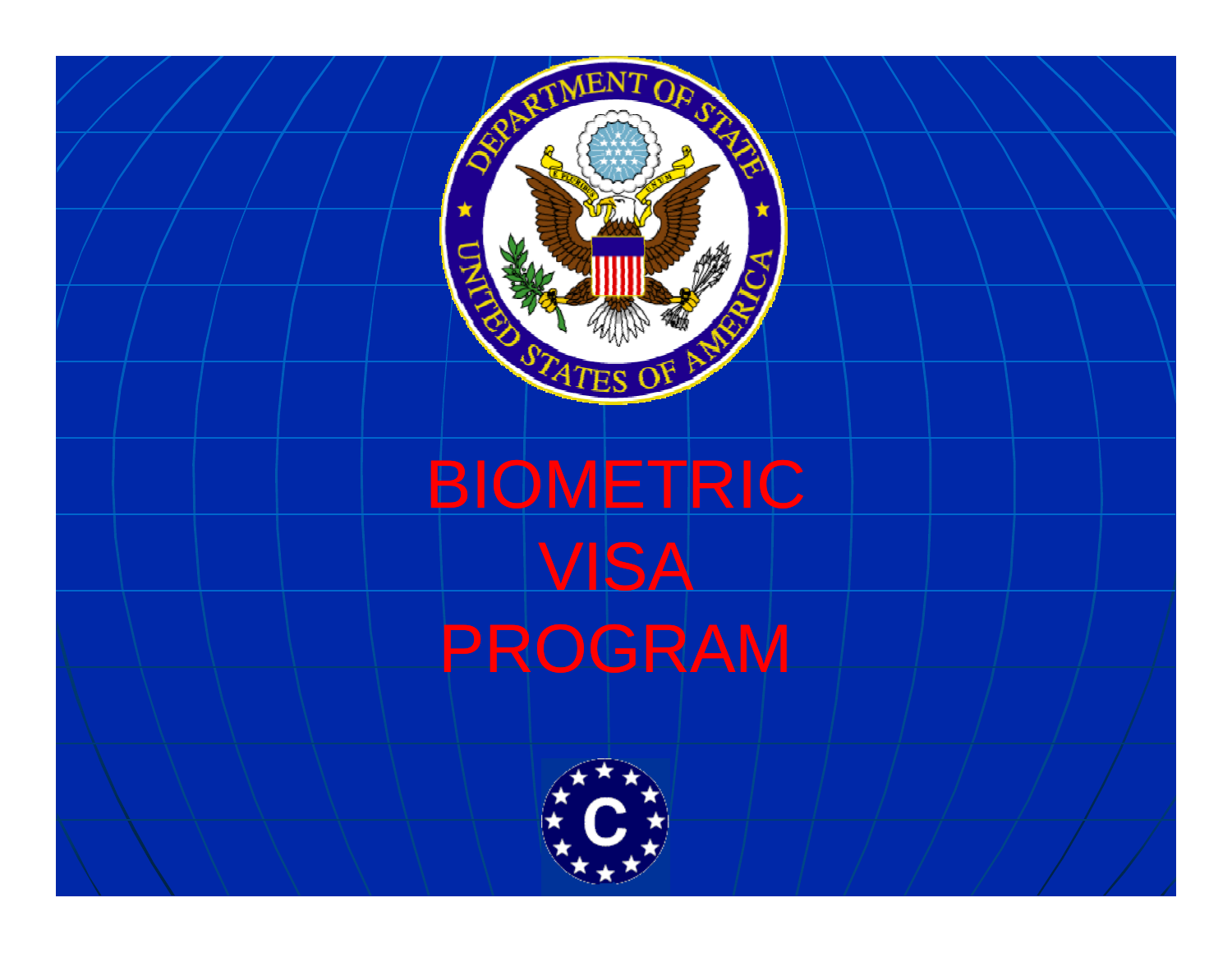# BIOMETRIC VISA PROGRAM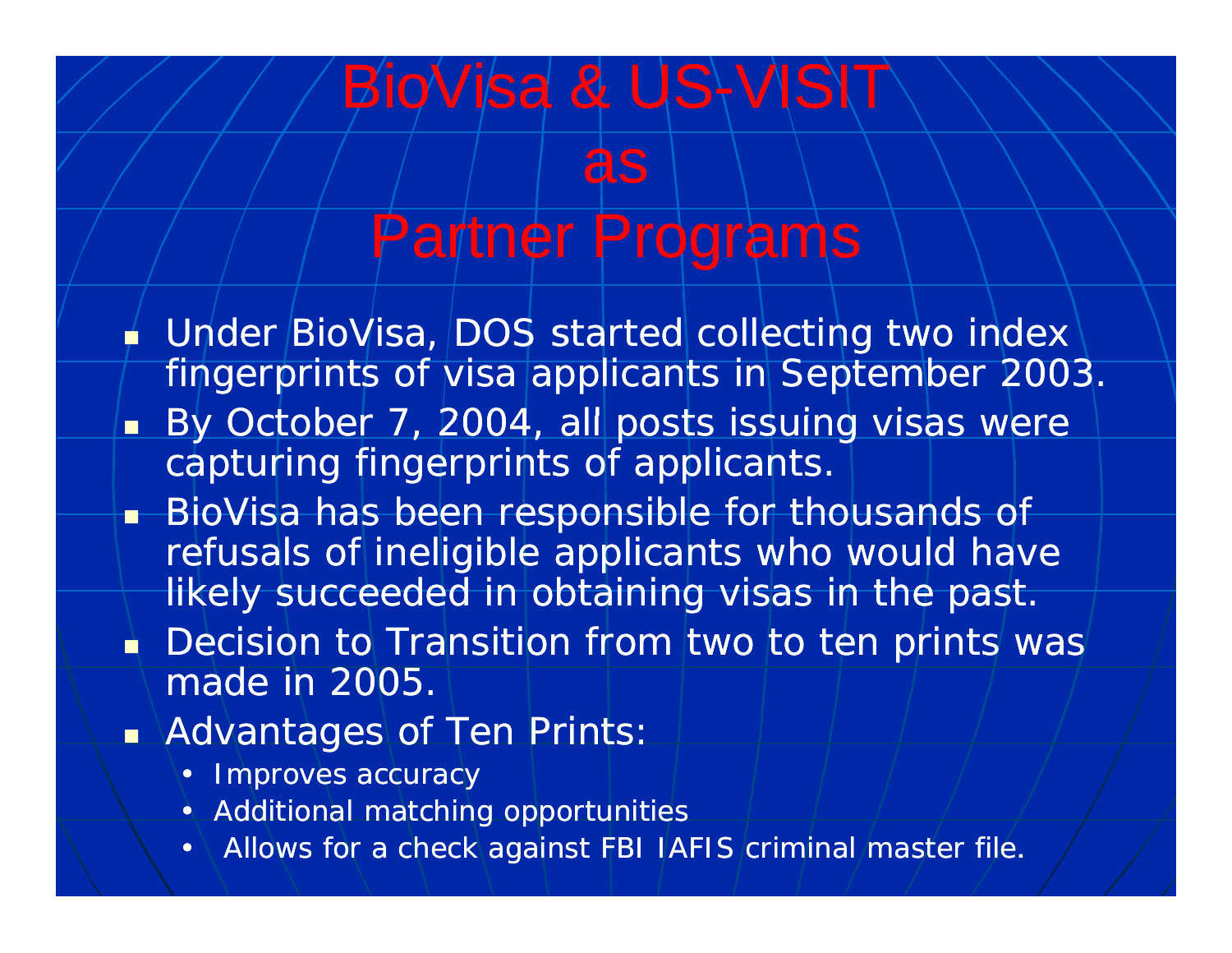# BioVisa & US-VISIT as Partner Programs

- Under BioVisa, DOS started collecting two index fingerprints of visa applicants in September 2003.
- By October 7, 2004, all posts issuing visas were capturing fingerprints of applicants.
- BioVisa has been responsible for thousands of refusals of ineligible applicants who would have likely succeeded in obtaining visas in the past.
- Decision to Transition from two to ten prints was made in 2005.
- Advantages of Ten Prints:
  - Improves accuracy
  - Additional matching opportunities
  - Allows for a check against FBI IAFIS criminal master file.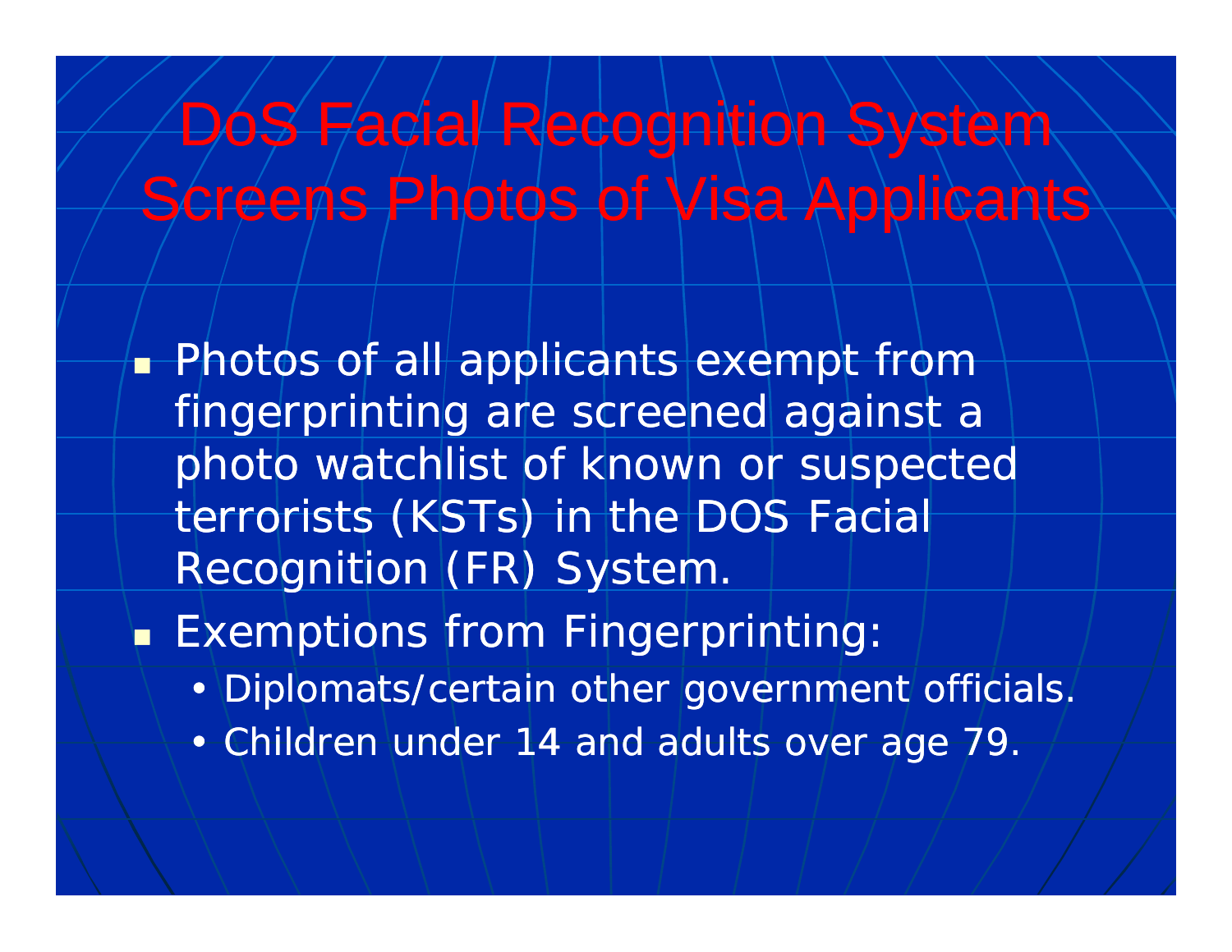# DoS Facial Recognition System Screens Photos of Visa Applicants

- Photos of all applicants exempt from fingerprinting are screened against a photo watchlist of known or suspected terrorists (KSTs) in the DOS Facial Recognition (FR) System.
- Exemptions from Fingerprinting:
  - Diplomats/certain other government officials.
  - Children under 14 and adults over age 79.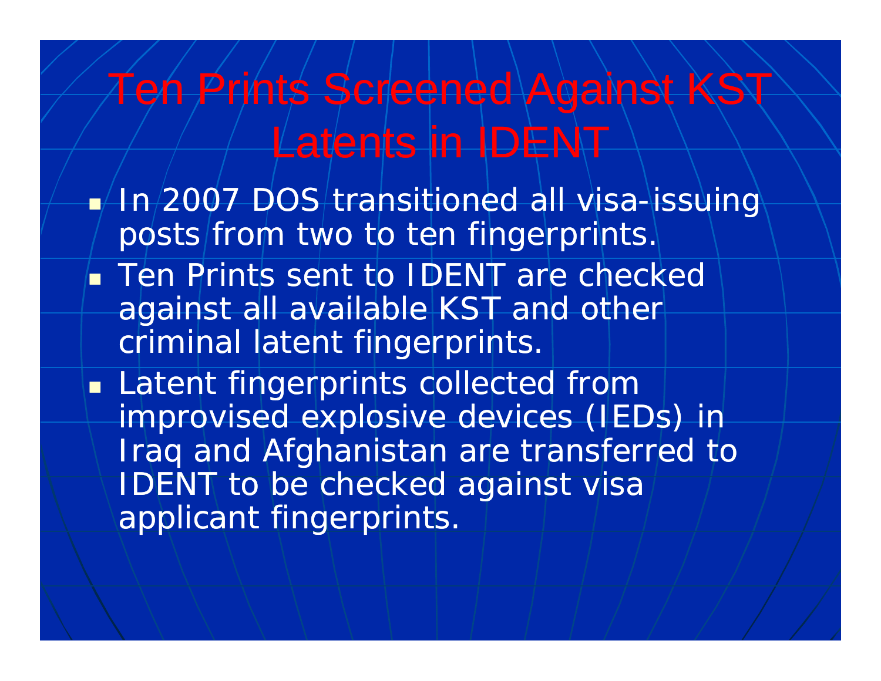# Ten Prints Screened Against KST Latents in IDENT

- In 2007 DOS transitioned all visa-issuing posts from two to ten fingerprints.
- Ten Prints sent to IDENT are checked against all available KST and other criminal latent fingerprints.
- Latent fingerprints collected from improvised explosive devices (IEDs) in Iraq and Afghanistan are transferred to IDENT to be checked against visa applicant fingerprints.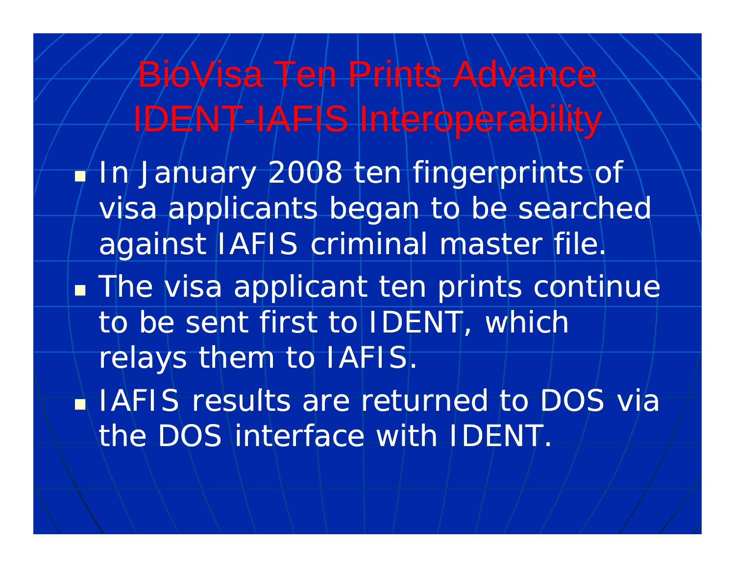# BioVisa Ten Prints Advance IDENT-IAFIS Interoperability

- In January 2008 ten fingerprints of visa applicants began to be searched against IAFIS criminal master file.
- The visa applicant ten prints continue to be sent first to IDENT, which relays them to IAFIS.
- IAFIS results are returned to DOS via the DOS interface with IDENT.